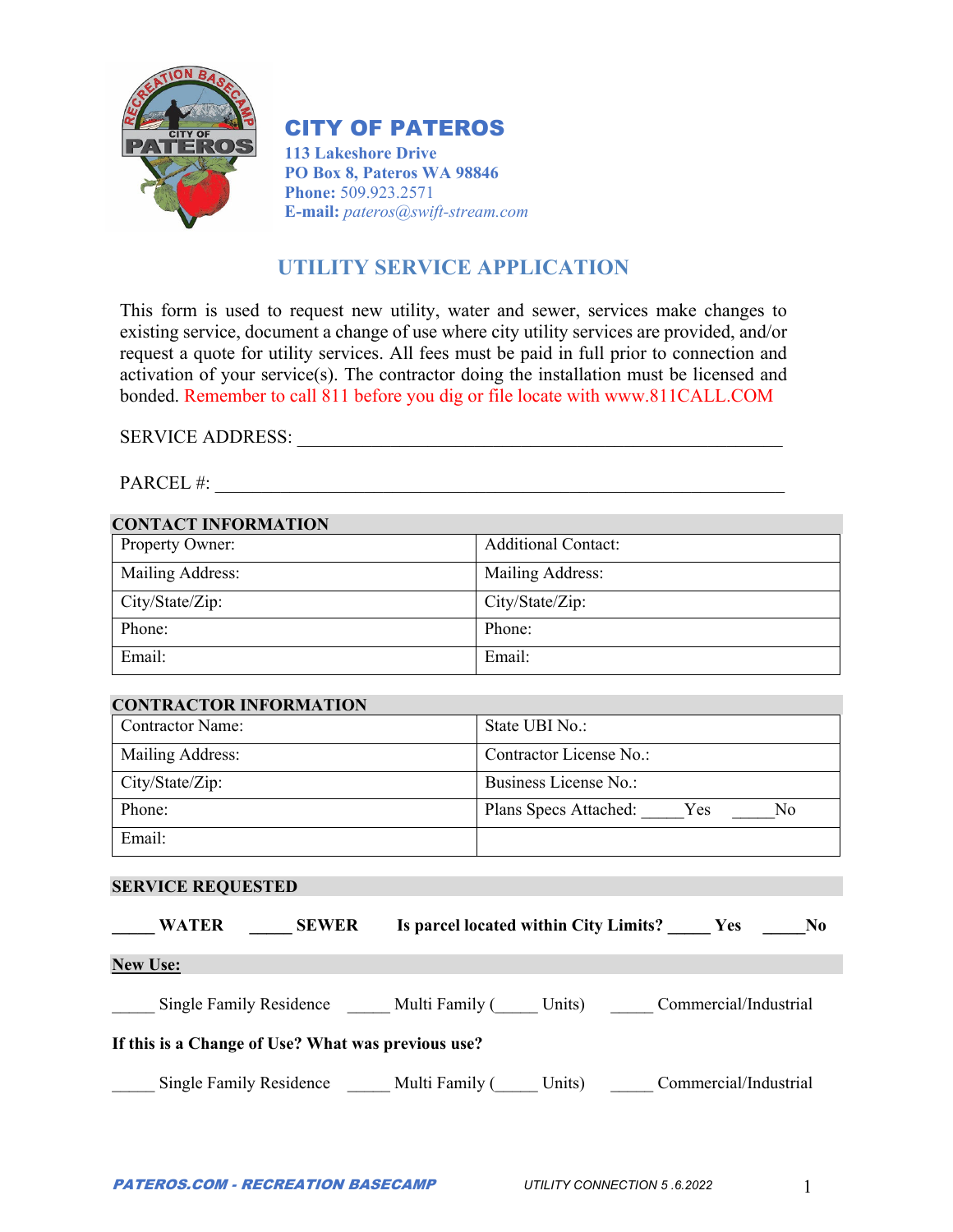# CITY OF PATEROS

**113 Lakeshore Drive**
**PO Box 8, Pateros WA 98846**
**Phone:** 509.923.2571
**E-mail:** *pateros@swift-stream.com*

## UTILITY SERVICE APPLICATION

This form is used to request new utility, water and sewer, services make changes to existing service, document a change of use where city utility services are provided, and/or request a quote for utility services. All fees must be paid in full prior to connection and activation of your service(s). The contractor doing the installation must be licensed and bonded. Remember to call 811 before you dig or file locate with www.811CALL.COM

SERVICE ADDRESS: ______________________________________________________

PARCEL #: ____________________________________________________________

### CONTACT INFORMATION

| Property Owner: | Additional Contact: |
|---|---|
| Mailing Address: | Mailing Address: |
| City/State/Zip: | City/State/Zip: |
| Phone: | Phone: |
| Email: | Email: |

### CONTRACTOR INFORMATION

| Contractor Name: | State UBI No.: |
|---|---|
| Mailing Address: | Contractor License No.: |
| City/State/Zip: | Business License No.: |
| Phone: | Plans Specs Attached: _____Yes _____No |
| Email: | |

### SERVICE REQUESTED

**_____ WATER  _____ SEWER  Is parcel located within City Limits? _____ Yes  _____No**

**New Use:**

_____ Single Family Residence  _____ Multi Family (_____ Units)  _____ Commercial/Industrial

**If this is a Change of Use? What was previous use?**

_____ Single Family Residence  _____ Multi Family (_____ Units)  _____ Commercial/Industrial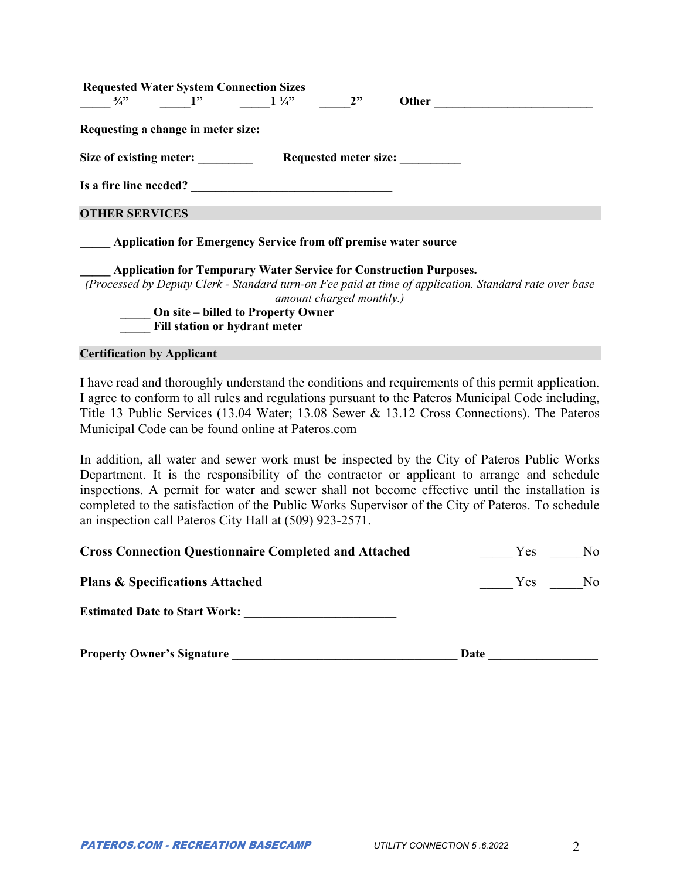**Requested Water System Connection Sizes**

_____ ¾”   _____1”   _____1 ¼”   _____2”   **Other** __________________________

**Requesting a change in meter size:**

**Size of existing meter:** _________   **Requested meter size:** __________

**Is a fire line needed?** __________________________________

## OTHER SERVICES

_____ **Application for Emergency Service from off premise water source**

_____ **Application for Temporary Water Service for Construction Purposes.**
*(Processed by Deputy Clerk - Standard turn-on Fee paid at time of application. Standard rate over base amount charged monthly.)*

- _____ **On site – billed to Property Owner**
- _____ **Fill station or hydrant meter**

## Certification by Applicant

I have read and thoroughly understand the conditions and requirements of this permit application. I agree to conform to all rules and regulations pursuant to the Pateros Municipal Code including, Title 13 Public Services (13.04 Water; 13.08 Sewer & 13.12 Cross Connections). The Pateros Municipal Code can be found online at Pateros.com

In addition, all water and sewer work must be inspected by the City of Pateros Public Works Department. It is the responsibility of the contractor or applicant to arrange and schedule inspections. A permit for water and sewer shall not become effective until the installation is completed to the satisfaction of the Public Works Supervisor of the City of Pateros. To schedule an inspection call Pateros City Hall at (509) 923-2571.

**Cross Connection Questionnaire Completed and Attached**   _____ Yes   _____No

**Plans & Specifications Attached**   _____ Yes   _____No

**Estimated Date to Start Work:** _________________________

**Property Owner’s Signature** _____________________________________ **Date** _________________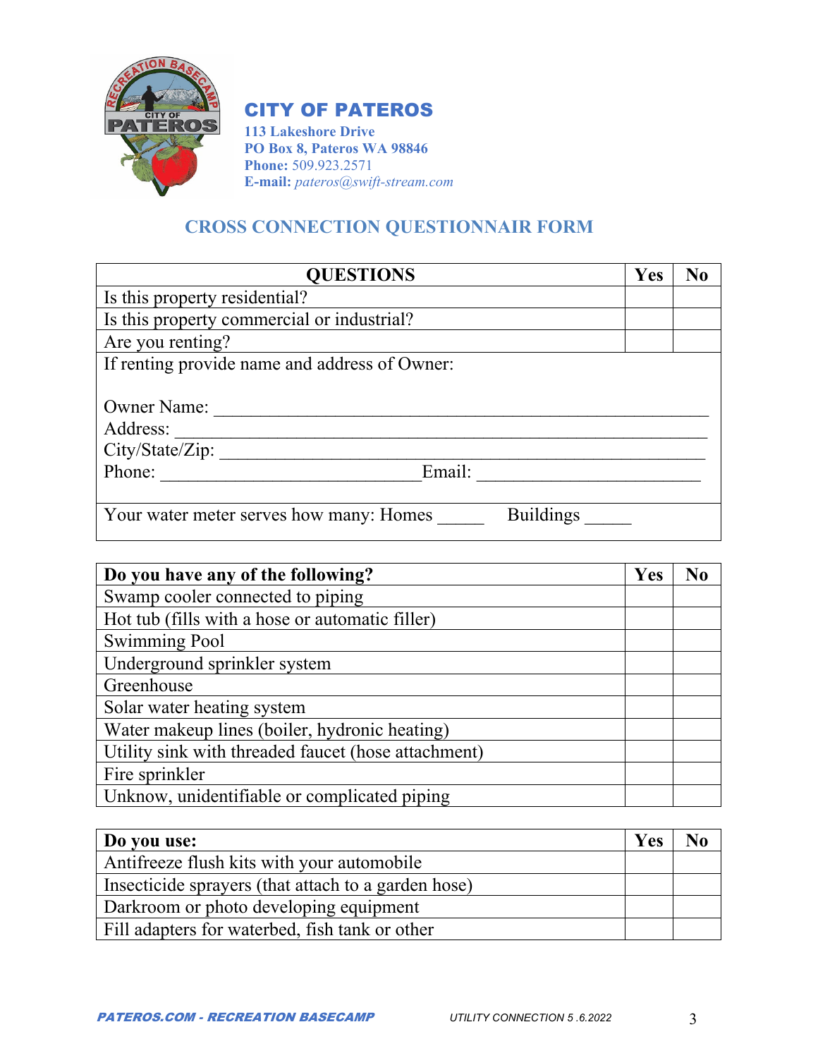## CITY OF PATEROS

**113 Lakeshore Drive**
**PO Box 8, Pateros WA 98846**
**Phone:** 509.923.2571
**E-mail:** *pateros@swift-stream.com*

# CROSS CONNECTION QUESTIONNAIR FORM

| QUESTIONS | Yes | No |
|---|---|---|
| Is this property residential? | | |
| Is this property commercial or industrial? | | |
| Are you renting? | | |

If renting provide name and address of Owner:

Owner Name: ____________________________________________________

Address: _______________________________________________________

City/State/Zip: __________________________________________________

Phone: ____________________________ Email: ________________________

Your water meter serves how many: Homes _____ Buildings _____

| Do you have any of the following? | Yes | No |
|---|---|---|
| Swamp cooler connected to piping | | |
| Hot tub (fills with a hose or automatic filler) | | |
| Swimming Pool | | |
| Underground sprinkler system | | |
| Greenhouse | | |
| Solar water heating system | | |
| Water makeup lines (boiler, hydronic heating) | | |
| Utility sink with threaded faucet (hose attachment) | | |
| Fire sprinkler | | |
| Unknow, unidentifiable or complicated piping | | |

| Do you use: | Yes | No |
|---|---|---|
| Antifreeze flush kits with your automobile | | |
| Insecticide sprayers (that attach to a garden hose) | | |
| Darkroom or photo developing equipment | | |
| Fill adapters for waterbed, fish tank or other | | |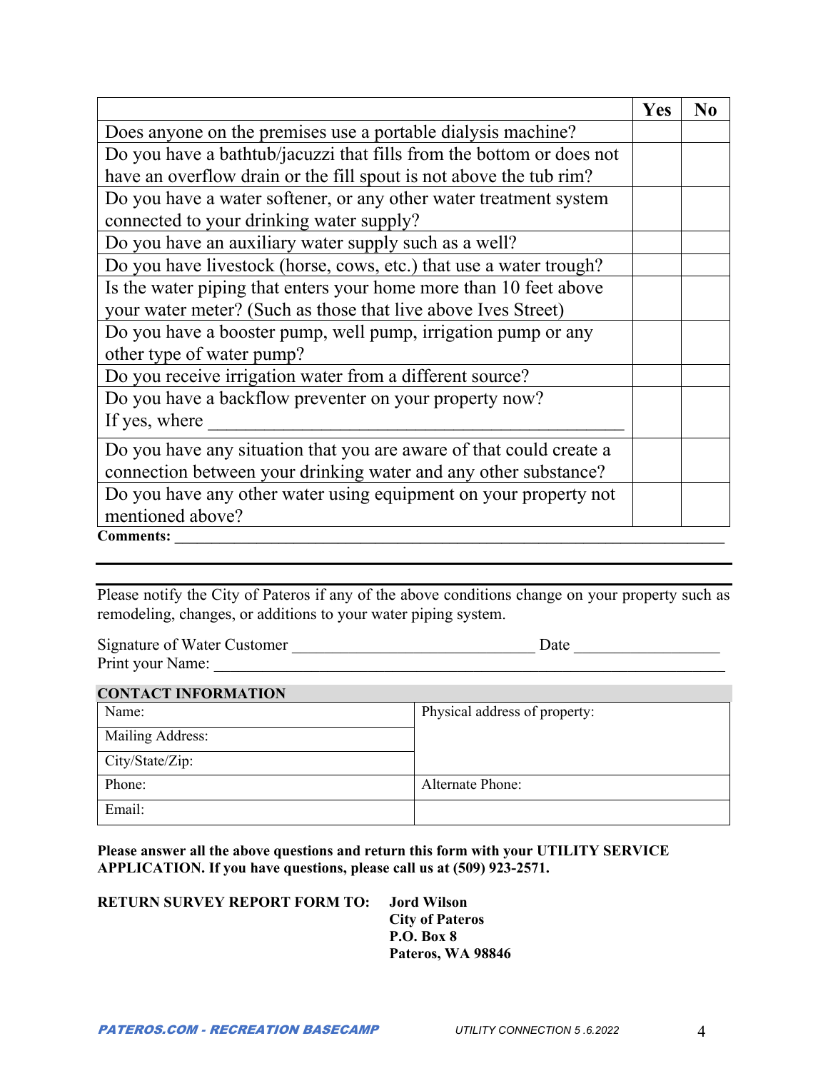| | Yes | No |
|---|---|---|
| Does anyone on the premises use a portable dialysis machine? | | |
| Do you have a bathtub/jacuzzi that fills from the bottom or does not have an overflow drain or the fill spout is not above the tub rim? | | |
| Do you have a water softener, or any other water treatment system connected to your drinking water supply? | | |
| Do you have an auxiliary water supply such as a well? | | |
| Do you have livestock (horse, cows, etc.) that use a water trough? | | |
| Is the water piping that enters your home more than 10 feet above your water meter? (Such as those that live above Ives Street) | | |
| Do you have a booster pump, well pump, irrigation pump or any other type of water pump? | | |
| Do you receive irrigation water from a different source? | | |
| Do you have a backflow preventer on your property now? If yes, where _______________________________________________ | | |
| Do you have any situation that you are aware of that could create a connection between your drinking water and any other substance? | | |
| Do you have any other water using equipment on your property not mentioned above? | | |

**Comments:** ___________________________________________________________________________

---

Please notify the City of Pateros if any of the above conditions change on your property such as remodeling, changes, or additions to your water piping system.

Signature of Water Customer ______________________________ Date __________________

Print your Name: ______________________________________________________________

**CONTACT INFORMATION**

| Name: | Physical address of property: |
|---|---|
| Mailing Address: | |
| City/State/Zip: | |
| Phone: | Alternate Phone: |
| Email: | |

**Please answer all the above questions and return this form with your UTILITY SERVICE APPLICATION. If you have questions, please call us at (509) 923-2571.**

**RETURN SURVEY REPORT FORM TO:** **Jord Wilson**
**City of Pateros**
**P.O. Box 8**
**Pateros, WA 98846**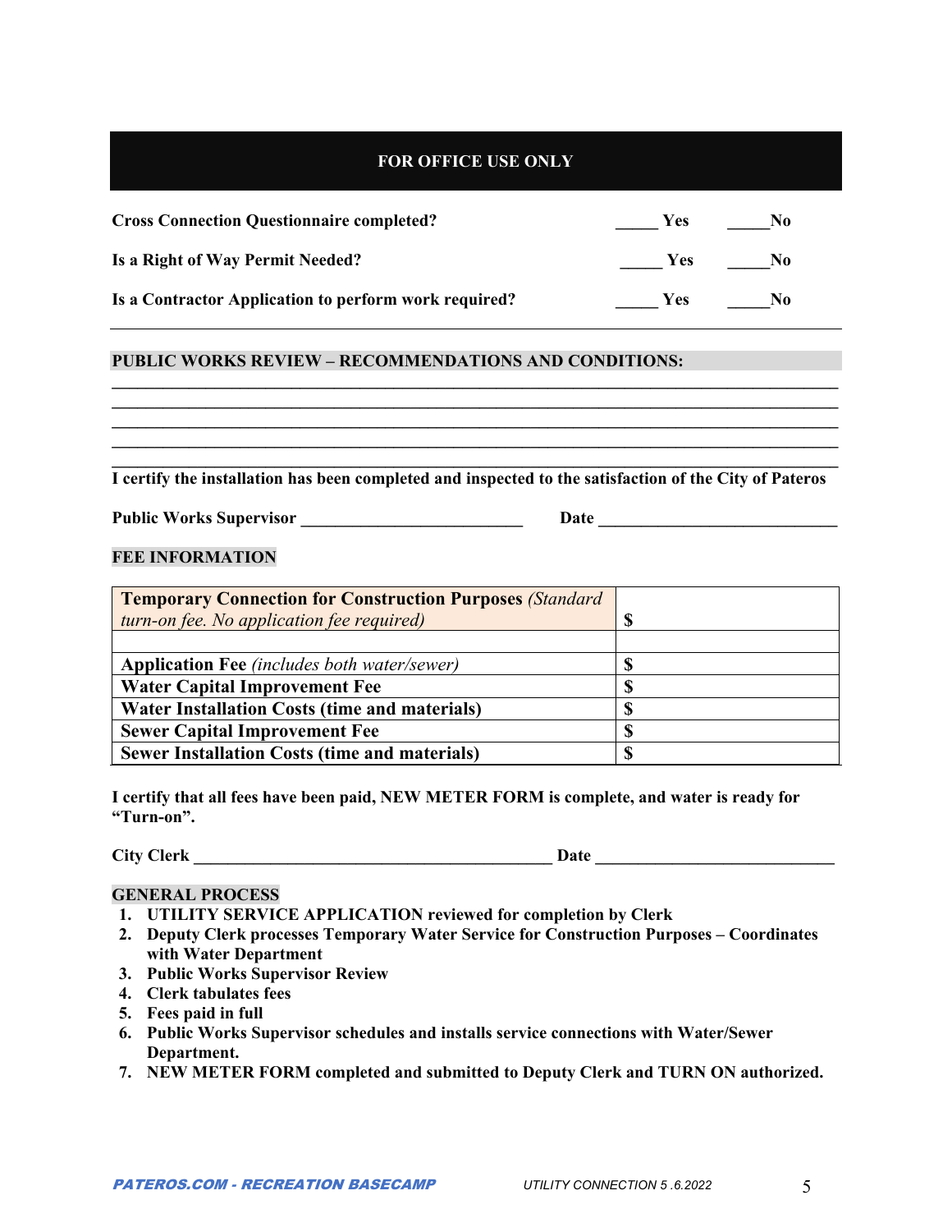## FOR OFFICE USE ONLY

**Cross Connection Questionnaire completed?** _____ **Yes** _____**No**

**Is a Right of Way Permit Needed?** _____ **Yes** _____**No**

**Is a Contractor Application to perform work required?** _____ **Yes** _____**No**

---

**PUBLIC WORKS REVIEW – RECOMMENDATIONS AND CONDITIONS:**

_____________________________________________________________________________________

_____________________________________________________________________________________

_____________________________________________________________________________________

_____________________________________________________________________________________

_____________________________________________________________________________________

**I certify the installation has been completed and inspected to the satisfaction of the City of Pateros**

**Public Works Supervisor** ___________________________ **Date** _____________________________

**FEE INFORMATION**

| | |
|---|---|
| **Temporary Connection for Construction Purposes** *(Standard turn-on fee. No application fee required)* | **$** |
| | |
| **Application Fee** *(includes both water/sewer)* | **$** |
| **Water Capital Improvement Fee** | **$** |
| **Water Installation Costs (time and materials)** | **$** |
| **Sewer Capital Improvement Fee** | **$** |
| **Sewer Installation Costs (time and materials)** | **$** |

**I certify that all fees have been paid, NEW METER FORM is complete, and water is ready for "Turn-on".**

**City Clerk** ____________________________________________ **Date** _____________________________

**GENERAL PROCESS**

1. **UTILITY SERVICE APPLICATION reviewed for completion by Clerk**
2. **Deputy Clerk processes Temporary Water Service for Construction Purposes – Coordinates with Water Department**
3. **Public Works Supervisor Review**
4. **Clerk tabulates fees**
5. **Fees paid in full**
6. **Public Works Supervisor schedules and installs service connections with Water/Sewer Department.**
7. **NEW METER FORM completed and submitted to Deputy Clerk and TURN ON authorized.**